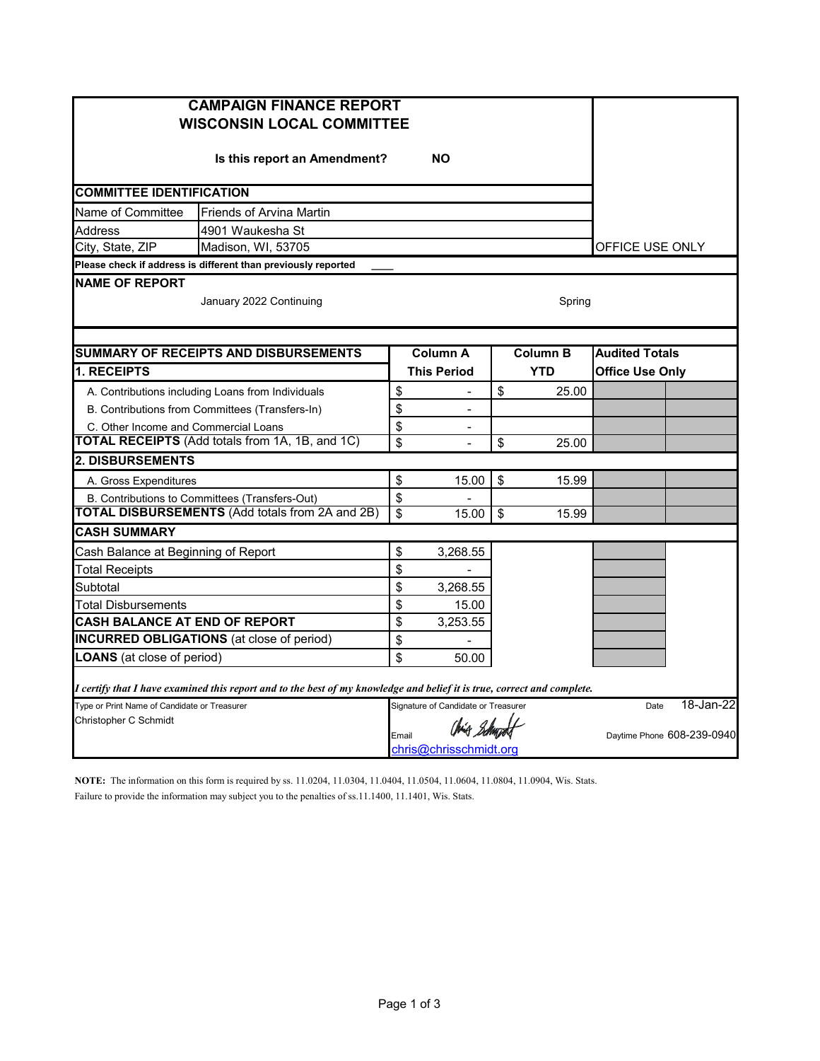# CAMPAIGN FINANCE REPORT
# WISCONSIN LOCAL COMMITTEE

**Is this report an Amendment?** **NO**

OFFICE USE ONLY

## COMMITTEE IDENTIFICATION

| | |
|---|---|
| Name of Committee | Friends of Arvina Martin |
| Address | 4901 Waukesha St |
| City, State, ZIP | Madison, WI, 53705 |

**Please check if address is different than previously reported** ____

## NAME OF REPORT

January 2022 Continuing — Spring

## SUMMARY OF RECEIPTS AND DISBURSEMENTS

| SUMMARY OF RECEIPTS AND DISBURSEMENTS | Column A This Period | Column B YTD | Audited Totals Office Use Only | |
|---|---|---|---|---|
| **1. RECEIPTS** | | | | |
| A. Contributions including Loans from Individuals | $ - | $ 25.00 | | |
| B. Contributions from Committees (Transfers-In) | $ - | | | |
| C. Other Income and Commercial Loans | $ - | | | |
| **TOTAL RECEIPTS** (Add totals from 1A, 1B, and 1C) | $ - | $ 25.00 | | |
| **2. DISBURSEMENTS** | | | | |
| A. Gross Expenditures | $ 15.00 | $ 15.99 | | |
| B. Contributions to Committees (Transfers-Out) | $ - | | | |
| **TOTAL DISBURSEMENTS** (Add totals from 2A and 2B) | $ 15.00 | $ 15.99 | | |

## CASH SUMMARY

| CASH SUMMARY | |
|---|---|
| Cash Balance at Beginning of Report | $ 3,268.55 |
| Total Receipts | $ - |
| Subtotal | $ 3,268.55 |
| Total Disbursements | $ 15.00 |
| **CASH BALANCE AT END OF REPORT** | $ 3,253.55 |
| **INCURRED OBLIGATIONS** (at close of period) | $ - |
| **LOANS** (at close of period) | $ 50.00 |

***I certify that I have examined this report and to the best of my knowledge and belief it is true, correct and complete.***

| Type or Print Name of Candidate or Treasurer | Signature of Candidate or Treasurer | Date |
|---|---|---|
| Christopher C Schmidt | [signature] | 18-Jan-22 |
| | Email chris@chrisschmidt.org | Daytime Phone 608-239-0940 |

**NOTE:** The information on this form is required by ss. 11.0204, 11.0304, 11.0404, 11.0504, 11.0604, 11.0804, 11.0904, Wis. Stats. Failure to provide the information may subject you to the penalties of ss.11.1400, 11.1401, Wis. Stats.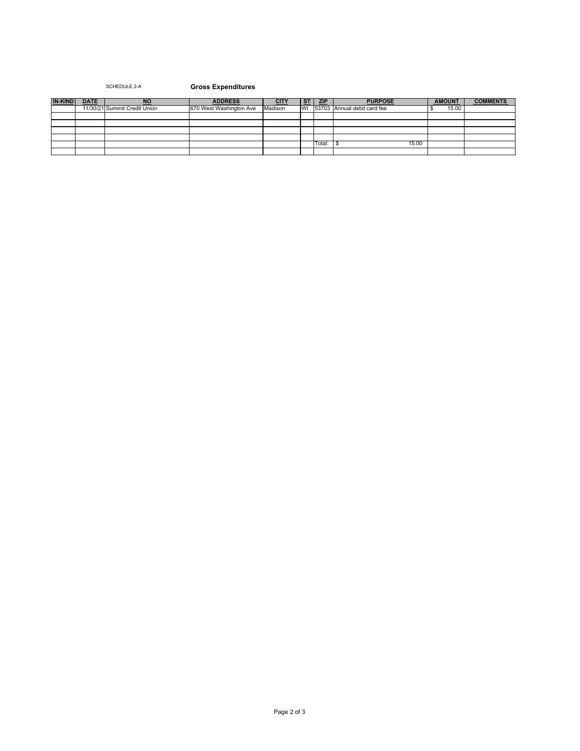SCHEDULE 2-A

## Gross Expenditures

| IN-KIND | DATE | NO | ADDRESS | CITY | ST | ZIP | PURPOSE | AMOUNT | COMMENTS |
|---|---|---|---|---|---|---|---|---|---|
| | 11/30/21 | Summit Credit Union | 670 West Washington Ave | Madison | WI | 53703 | Annual debit card fee | $ 15.00 | |
| | | | | | | | | | |
| | | | | | | | | | |
| | | | | | | | | | |
| | | | | | | | | | |
| | | | | | | Total: | $ 15.00 | | |
| | | | | | | | | | |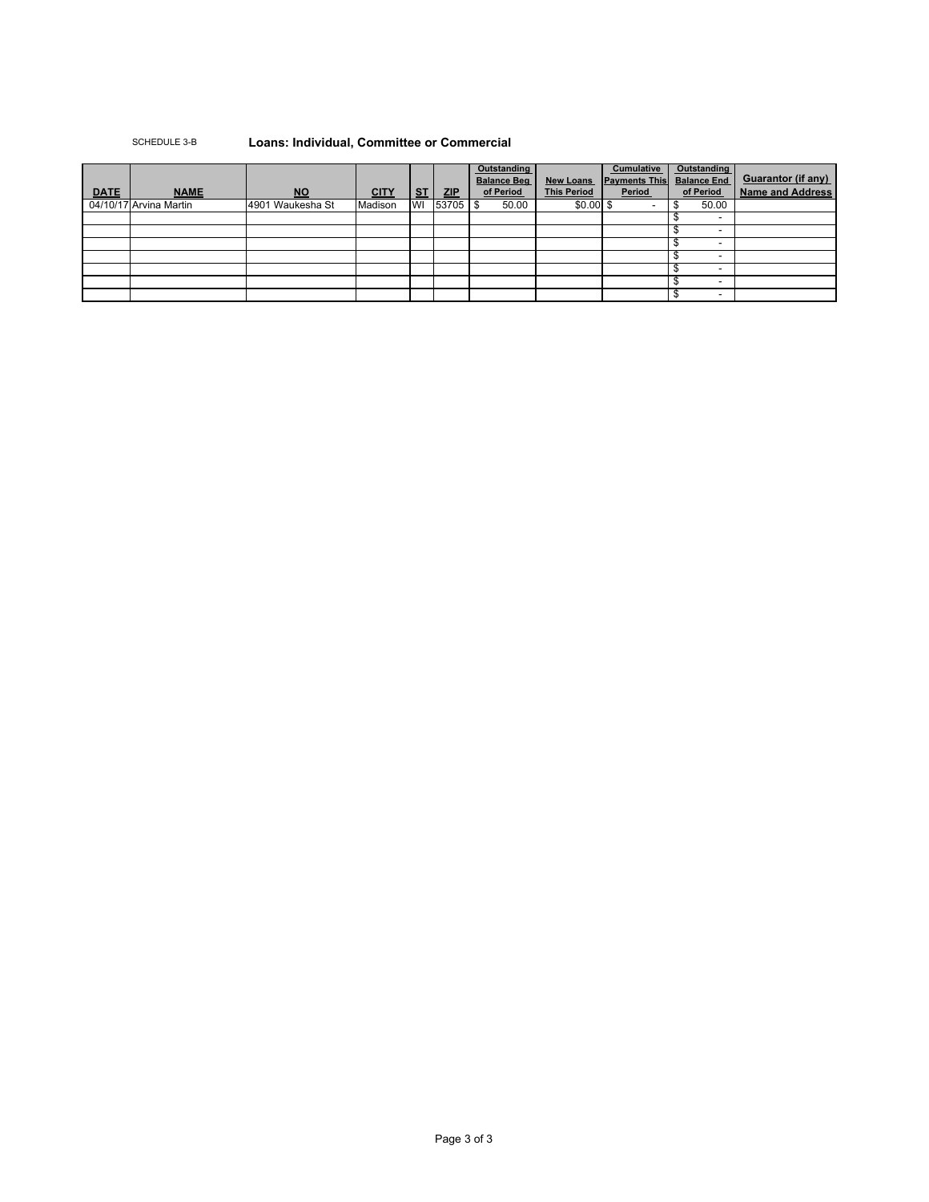SCHEDULE 3-B **Loans: Individual, Committee or Commercial**

| DATE | NAME | NO | CITY | ST | ZIP | Outstanding Balance Beg of Period | New Loans This Period | Cumulative Payments This Period | Outstanding Balance End of Period | Guarantor (if any) Name and Address |
|---|---|---|---|---|---|---|---|---|---|---|
| 04/10/17 | Arvina Martin | 4901 Waukesha St | Madison | WI | 53705 | $ 50.00 | $0.00 | $ - | $ 50.00 | |
| | | | | | | | | | $ - | |
| | | | | | | | | | $ - | |
| | | | | | | | | | $ - | |
| | | | | | | | | | $ - | |
| | | | | | | | | | $ - | |
| | | | | | | | | | $ - | |
| | | | | | | | | | $ - | |